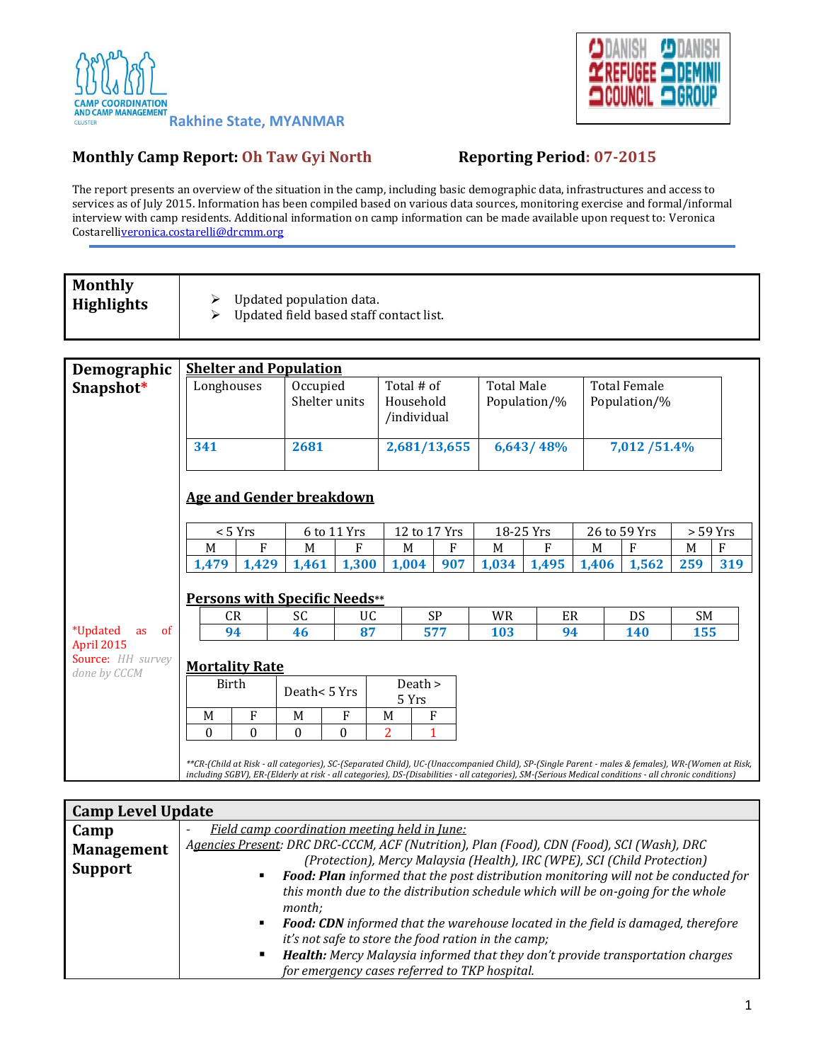CAMP COORDINATION AND CAMP MANAGEMENT CLUSTER Rakhine State, MYANMAR

DANISH REFUGEE COUNCIL DANISH DEMINING GROUP

## Monthly Camp Report: Oh Taw Gyi North

**Reporting Period: 07-2015**

The report presents an overview of the situation in the camp, including basic demographic data, infrastructures and access to services as of July 2015. Information has been compiled based on various data sources, monitoring exercise and formal/informal interview with camp residents. Additional information on camp information can be made available upon request to: Veronica Costarelli veronica.costarelli@drcmm.org

| **Monthly Highlights** | - Updated population data.<br>- Updated field based staff contact list. |
|---|---|

## Demographic Snapshot*

*Updated as of April 2015
Source: *HH survey done by CCCM*

### Shelter and Population

| Longhouses | Occupied Shelter units | Total # of Household /individual | Total Male Population/% | Total Female Population/% |
|---|---|---|---|---|
| **341** | **2681** | **2,681/13,655** | **6,643/ 48%** | **7,012 /51.4%** |

### Age and Gender breakdown

| < 5 Yrs | | 6 to 11 Yrs | | 12 to 17 Yrs | | 18-25 Yrs | | 26 to 59 Yrs | | > 59 Yrs | |
|---|---|---|---|---|---|---|---|---|---|---|---|
| M | F | M | F | M | F | M | F | M | F | M | F |
| **1,479** | **1,429** | **1,461** | **1,300** | **1,004** | **907** | **1,034** | **1,495** | **1,406** | **1,562** | **259** | **319** |

### Persons with Specific Needs**

| CR | SC | UC | SP | WR | ER | DS | SM |
|---|---|---|---|---|---|---|---|
| **94** | **46** | **87** | **577** | **103** | **94** | **140** | **155** |

### Mortality Rate

| Birth | | Death< 5 Yrs | | Death > 5 Yrs | |
|---|---|---|---|---|---|
| M | F | M | F | M | F |
| 0 | 0 | 0 | 0 | 2 | 1 |

*\*\*CR-(Child at Risk - all categories), SC-(Separated Child), UC-(Unaccompanied Child), SP-(Single Parent - males & females), WR-(Women at Risk, including SGBV), ER-(Elderly at risk - all categories), DS-(Disabilities - all categories), SM-(Serious Medical conditions - all chronic conditions)*

## Camp Level Update

### Camp Management Support

- *Field camp coordination meeting held in June:*

*Agencies Present: DRC DRC-CCCM, ACF (Nutrition), Plan (Food), CDN (Food), SCI (Wash), DRC (Protection), Mercy Malaysia (Health), IRC (WPE), SCI (Child Protection)*

- ***Food: Plan** informed that the post distribution monitoring will not be conducted for this month due to the distribution schedule which will be on-going for the whole month;*
- ***Food: CDN** informed that the warehouse located in the field is damaged, therefore it's not safe to store the food ration in the camp;*
- ***Health:** Mercy Malaysia informed that they don't provide transportation charges for emergency cases referred to TKP hospital.*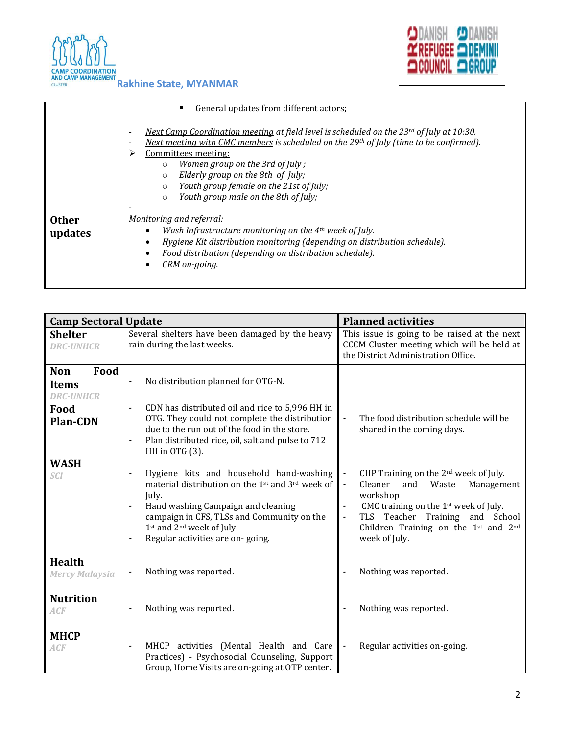| | |
|---|---|
| | ▪ General updates from different actors;<br><br>- *<u>Next Camp Coordination meeting</u> at field level is scheduled on the 23rd of July at 10:30.*<br>- *<u>Next meeting with CMC members</u> is scheduled on the 29th of July (time to be confirmed).*<br>➢ <u>Committees meeting:</u><br>  ○ *Women group on the 3rd of July ;*<br>  ○ *Elderly group on the 8th of July;*<br>  ○ *Youth group female on the 21st of July;*<br>  ○ *Youth group male on the 8th of July;*<br>- |
| **Other updates** | *<u>Monitoring and referral:</u>*<br>• *Wash Infrastructure monitoring on the 4th week of July.*<br>• *Hygiene Kit distribution monitoring (depending on distribution schedule).*<br>• *Food distribution (depending on distribution schedule).*<br>• *CRM on-going.* |

| **Camp Sectoral Update** | | **Planned activities** |
|---|---|---|
| **Shelter**<br>*DRC-UNHCR* | Several shelters have been damaged by the heavy rain during the last weeks. | This issue is going to be raised at the next CCCM Cluster meeting which will be held at the District Administration Office. |
| **Non Food Items**<br>*DRC-UNHCR* | - No distribution planned for OTG-N. | |
| **Food Plan-CDN** | - CDN has distributed oil and rice to 5,996 HH in OTG. They could not complete the distribution due to the run out of the food in the store.<br>- Plan distributed rice, oil, salt and pulse to 712 HH in OTG (3). | - The food distribution schedule will be shared in the coming days. |
| **WASH**<br>*SCI* | - Hygiene kits and household hand-washing material distribution on the 1st and 3rd week of July.<br>- Hand washing Campaign and cleaning campaign in CFS, TLSs and Community on the 1st and 2nd week of July.<br>- Regular activities are on- going. | - CHP Training on the 2nd week of July.<br>- Cleaner and Waste Management workshop<br>- CMC training on the 1st week of July.<br>- TLS Teacher Training and School Children Training on the 1st and 2nd week of July. |
| **Health**<br>*Mercy Malaysia* | - Nothing was reported. | - Nothing was reported. |
| **Nutrition**<br>*ACF* | - Nothing was reported. | - Nothing was reported. |
| **MHCP**<br>*ACF* | - MHCP activities (Mental Health and Care Practices) - Psychosocial Counseling, Support Group, Home Visits are on-going at OTP center. | - Regular activities on-going. |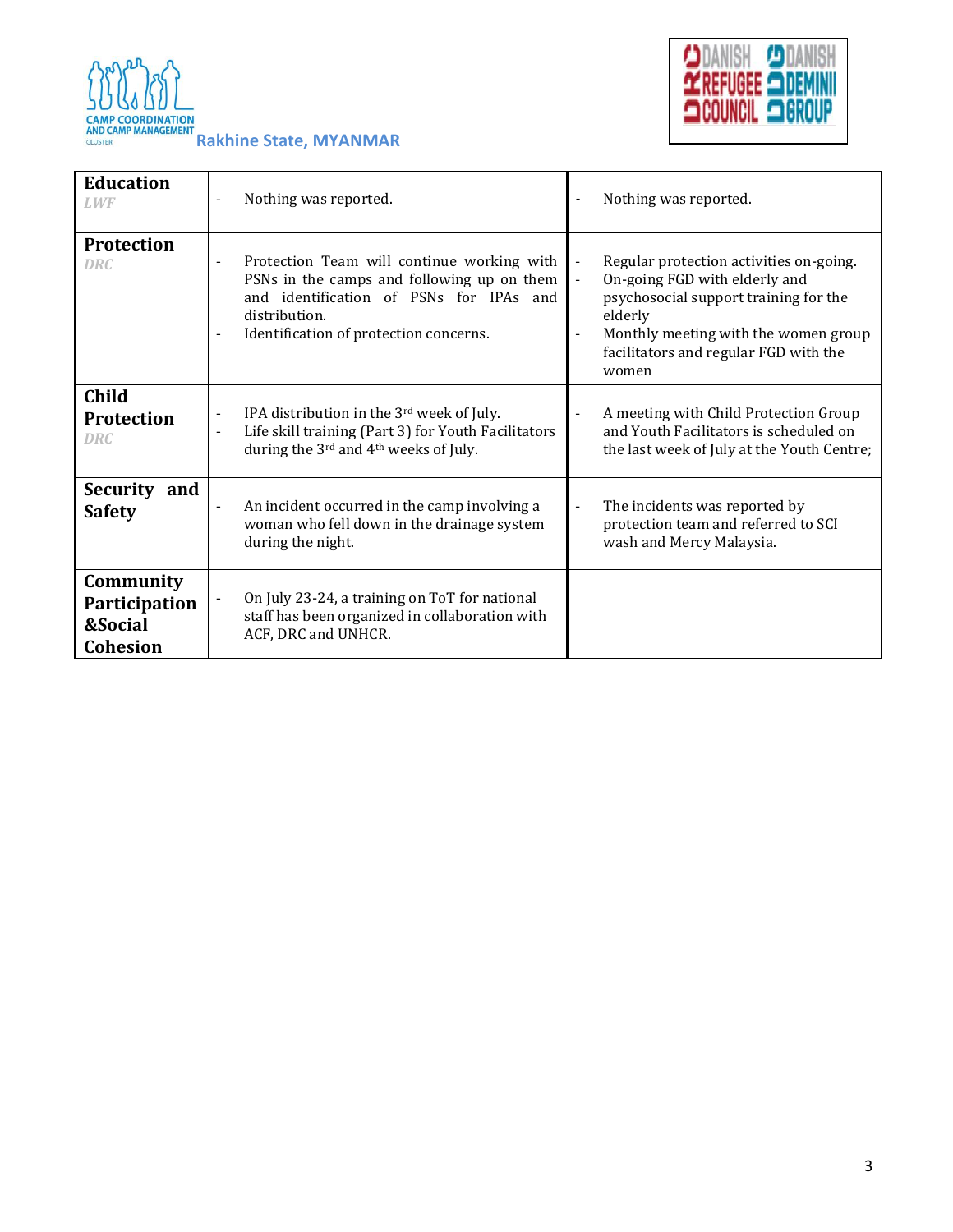Rakhine State, MYANMAR

| | | |
|---|---|---|
| **Education** *LWF* | - Nothing was reported. | - Nothing was reported. |
| **Protection** *DRC* | - Protection Team will continue working with PSNs in the camps and following up on them and identification of PSNs for IPAs and distribution.<br>- Identification of protection concerns. | - Regular protection activities on-going.<br>- On-going FGD with elderly and psychosocial support training for the elderly<br>- Monthly meeting with the women group facilitators and regular FGD with the women |
| **Child Protection** *DRC* | - IPA distribution in the 3rd week of July.<br>- Life skill training (Part 3) for Youth Facilitators during the 3rd and 4th weeks of July. | - A meeting with Child Protection Group and Youth Facilitators is scheduled on the last week of July at the Youth Centre; |
| **Security and Safety** | - An incident occurred in the camp involving a woman who fell down in the drainage system during the night. | - The incidents was reported by protection team and referred to SCI wash and Mercy Malaysia. |
| **Community Participation &Social Cohesion** | - On July 23-24, a training on ToT for national staff has been organized in collaboration with ACF, DRC and UNHCR. | |